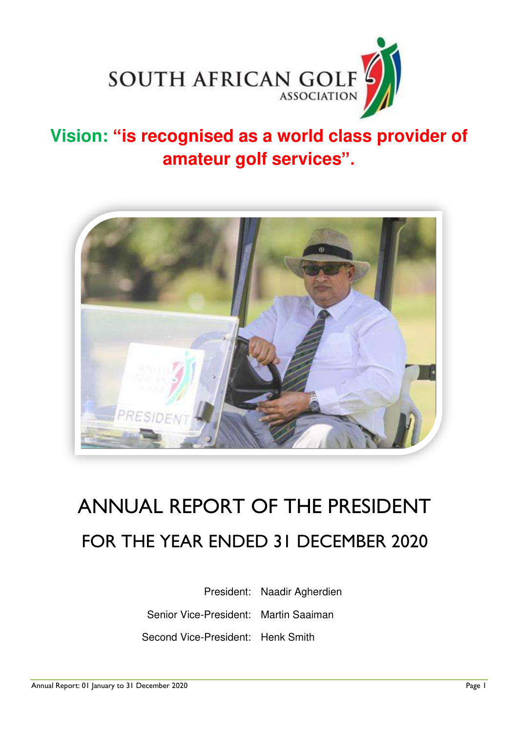SOUTH AFRICAN GOLF ASSOCIATION

**Vision: "is recognised as a world class provider of amateur golf services".**

# ANNUAL REPORT OF THE PRESIDENT

## FOR THE YEAR ENDED 31 DECEMBER 2020

| | |
|---|---|
| President: | Naadir Agherdien |
| Senior Vice-President: | Martin Saaiman |
| Second Vice-President: | Henk Smith |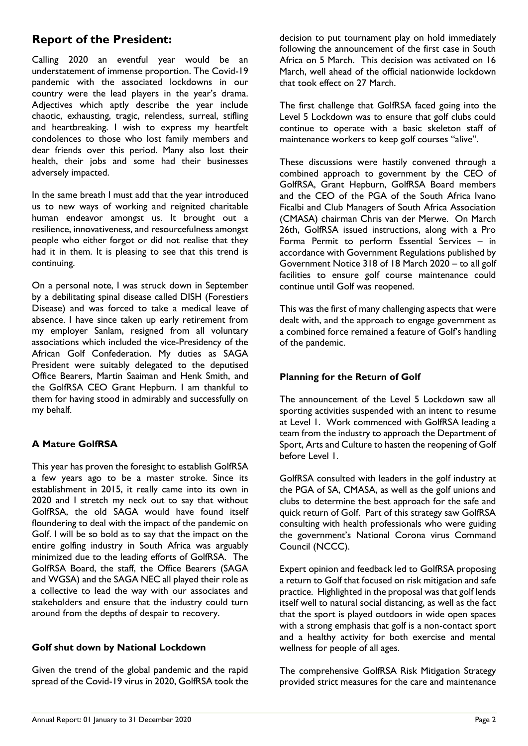## Report of the President:

Calling 2020 an eventful year would be an understatement of immense proportion. The Covid-19 pandemic with the associated lockdowns in our country were the lead players in the year's drama. Adjectives which aptly describe the year include chaotic, exhausting, tragic, relentless, surreal, stifling and heartbreaking. I wish to express my heartfelt condolences to those who lost family members and dear friends over this period. Many also lost their health, their jobs and some had their businesses adversely impacted.

In the same breath I must add that the year introduced us to new ways of working and reignited charitable human endeavor amongst us. It brought out a resilience, innovativeness, and resourcefulness amongst people who either forgot or did not realise that they had it in them. It is pleasing to see that this trend is continuing.

On a personal note, I was struck down in September by a debilitating spinal disease called DISH (Forestiers Disease) and was forced to take a medical leave of absence. I have since taken up early retirement from my employer Sanlam, resigned from all voluntary associations which included the vice-Presidency of the African Golf Confederation. My duties as SAGA President were suitably delegated to the deputised Office Bearers, Martin Saaiman and Henk Smith, and the GolfRSA CEO Grant Hepburn. I am thankful to them for having stood in admirably and successfully on my behalf.

### A Mature GolfRSA

This year has proven the foresight to establish GolfRSA a few years ago to be a master stroke. Since its establishment in 2015, it really came into its own in 2020 and I stretch my neck out to say that without GolfRSA, the old SAGA would have found itself floundering to deal with the impact of the pandemic on Golf. I will be so bold as to say that the impact on the entire golfing industry in South Africa was arguably minimized due to the leading efforts of GolfRSA. The GolfRSA Board, the staff, the Office Bearers (SAGA and WGSA) and the SAGA NEC all played their role as a collective to lead the way with our associates and stakeholders and ensure that the industry could turn around from the depths of despair to recovery.

### Golf shut down by National Lockdown

Given the trend of the global pandemic and the rapid spread of the Covid-19 virus in 2020, GolfRSA took the decision to put tournament play on hold immediately following the announcement of the first case in South Africa on 5 March. This decision was activated on 16 March, well ahead of the official nationwide lockdown that took effect on 27 March.

The first challenge that GolfRSA faced going into the Level 5 Lockdown was to ensure that golf clubs could continue to operate with a basic skeleton staff of maintenance workers to keep golf courses "alive".

These discussions were hastily convened through a combined approach to government by the CEO of GolfRSA, Grant Hepburn, GolfRSA Board members and the CEO of the PGA of the South Africa Ivano Ficalbi and Club Managers of South Africa Association (CMASA) chairman Chris van der Merwe. On March 26th, GolfRSA issued instructions, along with a Pro Forma Permit to perform Essential Services – in accordance with Government Regulations published by Government Notice 318 of 18 March 2020 – to all golf facilities to ensure golf course maintenance could continue until Golf was reopened.

This was the first of many challenging aspects that were dealt with, and the approach to engage government as a combined force remained a feature of Golf's handling of the pandemic.

### Planning for the Return of Golf

The announcement of the Level 5 Lockdown saw all sporting activities suspended with an intent to resume at Level 1. Work commenced with GolfRSA leading a team from the industry to approach the Department of Sport, Arts and Culture to hasten the reopening of Golf before Level 1.

GolfRSA consulted with leaders in the golf industry at the PGA of SA, CMASA, as well as the golf unions and clubs to determine the best approach for the safe and quick return of Golf. Part of this strategy saw GolfRSA consulting with health professionals who were guiding the government's National Corona virus Command Council (NCCC).

Expert opinion and feedback led to GolfRSA proposing a return to Golf that focused on risk mitigation and safe practice. Highlighted in the proposal was that golf lends itself well to natural social distancing, as well as the fact that the sport is played outdoors in wide open spaces with a strong emphasis that golf is a non-contact sport and a healthy activity for both exercise and mental wellness for people of all ages.

The comprehensive GolfRSA Risk Mitigation Strategy provided strict measures for the care and maintenance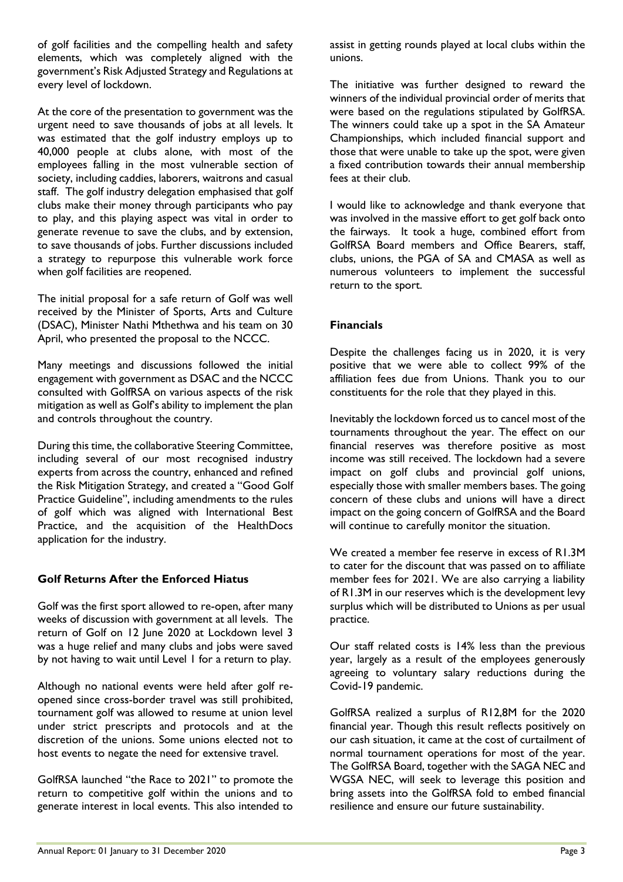of golf facilities and the compelling health and safety elements, which was completely aligned with the government's Risk Adjusted Strategy and Regulations at every level of lockdown.

At the core of the presentation to government was the urgent need to save thousands of jobs at all levels. It was estimated that the golf industry employs up to 40,000 people at clubs alone, with most of the employees falling in the most vulnerable section of society, including caddies, laborers, waitrons and casual staff. The golf industry delegation emphasised that golf clubs make their money through participants who pay to play, and this playing aspect was vital in order to generate revenue to save the clubs, and by extension, to save thousands of jobs. Further discussions included a strategy to repurpose this vulnerable work force when golf facilities are reopened.

The initial proposal for a safe return of Golf was well received by the Minister of Sports, Arts and Culture (DSAC), Minister Nathi Mthethwa and his team on 30 April, who presented the proposal to the NCCC.

Many meetings and discussions followed the initial engagement with government as DSAC and the NCCC consulted with GolfRSA on various aspects of the risk mitigation as well as Golf's ability to implement the plan and controls throughout the country.

During this time, the collaborative Steering Committee, including several of our most recognised industry experts from across the country, enhanced and refined the Risk Mitigation Strategy, and created a "Good Golf Practice Guideline", including amendments to the rules of golf which was aligned with International Best Practice, and the acquisition of the HealthDocs application for the industry.

### Golf Returns After the Enforced Hiatus

Golf was the first sport allowed to re-open, after many weeks of discussion with government at all levels. The return of Golf on 12 June 2020 at Lockdown level 3 was a huge relief and many clubs and jobs were saved by not having to wait until Level 1 for a return to play.

Although no national events were held after golf re-opened since cross-border travel was still prohibited, tournament golf was allowed to resume at union level under strict prescripts and protocols and at the discretion of the unions. Some unions elected not to host events to negate the need for extensive travel.

GolfRSA launched "the Race to 2021" to promote the return to competitive golf within the unions and to generate interest in local events. This also intended to assist in getting rounds played at local clubs within the unions.

The initiative was further designed to reward the winners of the individual provincial order of merits that were based on the regulations stipulated by GolfRSA. The winners could take up a spot in the SA Amateur Championships, which included financial support and those that were unable to take up the spot, were given a fixed contribution towards their annual membership fees at their club.

I would like to acknowledge and thank everyone that was involved in the massive effort to get golf back onto the fairways. It took a huge, combined effort from GolfRSA Board members and Office Bearers, staff, clubs, unions, the PGA of SA and CMASA as well as numerous volunteers to implement the successful return to the sport.

### Financials

Despite the challenges facing us in 2020, it is very positive that we were able to collect 99% of the affiliation fees due from Unions. Thank you to our constituents for the role that they played in this.

Inevitably the lockdown forced us to cancel most of the tournaments throughout the year. The effect on our financial reserves was therefore positive as most income was still received. The lockdown had a severe impact on golf clubs and provincial golf unions, especially those with smaller members bases. The going concern of these clubs and unions will have a direct impact on the going concern of GolfRSA and the Board will continue to carefully monitor the situation.

We created a member fee reserve in excess of R1.3M to cater for the discount that was passed on to affiliate member fees for 2021. We are also carrying a liability of R1.3M in our reserves which is the development levy surplus which will be distributed to Unions as per usual practice.

Our staff related costs is 14% less than the previous year, largely as a result of the employees generously agreeing to voluntary salary reductions during the Covid-19 pandemic.

GolfRSA realized a surplus of R12,8M for the 2020 financial year. Though this result reflects positively on our cash situation, it came at the cost of curtailment of normal tournament operations for most of the year. The GolfRSA Board, together with the SAGA NEC and WGSA NEC, will seek to leverage this position and bring assets into the GolfRSA fold to embed financial resilience and ensure our future sustainability.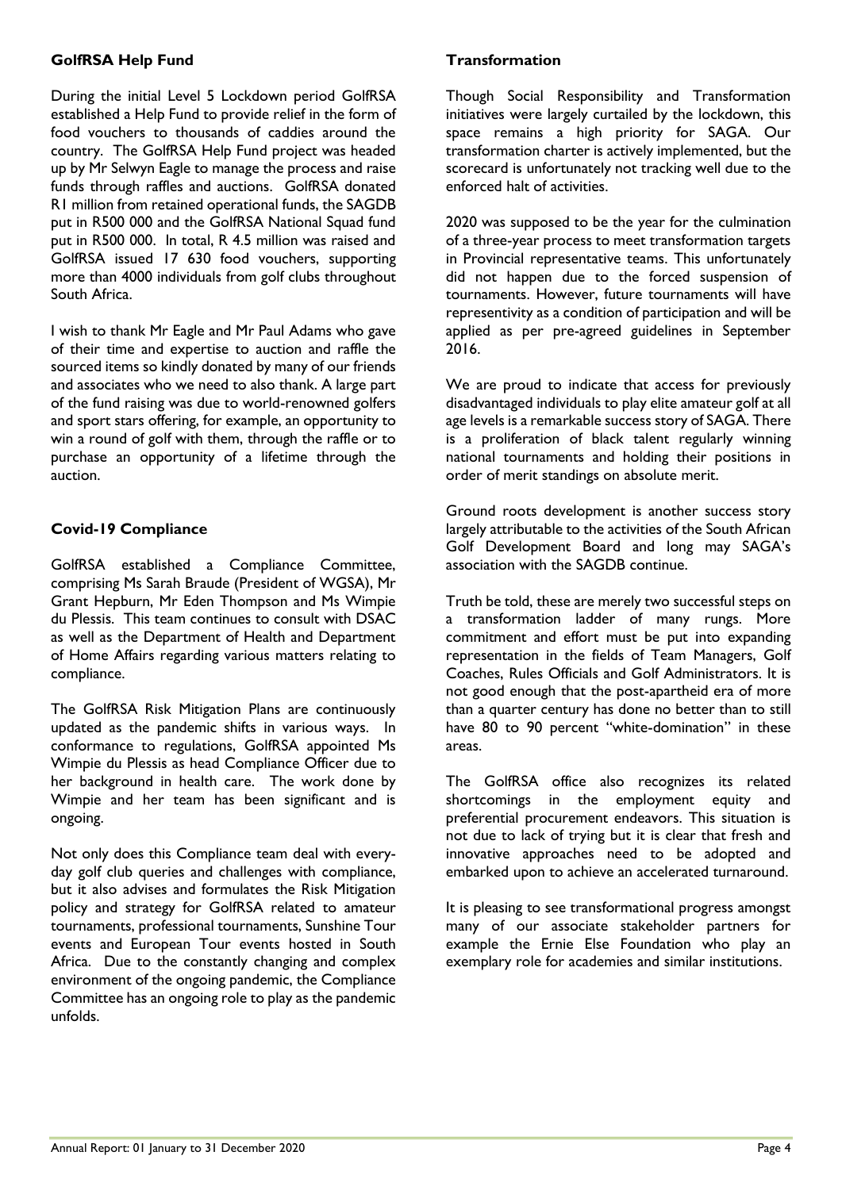### GolfRSA Help Fund

During the initial Level 5 Lockdown period GolfRSA established a Help Fund to provide relief in the form of food vouchers to thousands of caddies around the country. The GolfRSA Help Fund project was headed up by Mr Selwyn Eagle to manage the process and raise funds through raffles and auctions. GolfRSA donated R1 million from retained operational funds, the SAGDB put in R500 000 and the GolfRSA National Squad fund put in R500 000. In total, R 4.5 million was raised and GolfRSA issued 17 630 food vouchers, supporting more than 4000 individuals from golf clubs throughout South Africa.

I wish to thank Mr Eagle and Mr Paul Adams who gave of their time and expertise to auction and raffle the sourced items so kindly donated by many of our friends and associates who we need to also thank. A large part of the fund raising was due to world-renowned golfers and sport stars offering, for example, an opportunity to win a round of golf with them, through the raffle or to purchase an opportunity of a lifetime through the auction.

### Covid-19 Compliance

GolfRSA established a Compliance Committee, comprising Ms Sarah Braude (President of WGSA), Mr Grant Hepburn, Mr Eden Thompson and Ms Wimpie du Plessis. This team continues to consult with DSAC as well as the Department of Health and Department of Home Affairs regarding various matters relating to compliance.

The GolfRSA Risk Mitigation Plans are continuously updated as the pandemic shifts in various ways. In conformance to regulations, GolfRSA appointed Ms Wimpie du Plessis as head Compliance Officer due to her background in health care. The work done by Wimpie and her team has been significant and is ongoing.

Not only does this Compliance team deal with every-day golf club queries and challenges with compliance, but it also advises and formulates the Risk Mitigation policy and strategy for GolfRSA related to amateur tournaments, professional tournaments, Sunshine Tour events and European Tour events hosted in South Africa. Due to the constantly changing and complex environment of the ongoing pandemic, the Compliance Committee has an ongoing role to play as the pandemic unfolds.

### Transformation

Though Social Responsibility and Transformation initiatives were largely curtailed by the lockdown, this space remains a high priority for SAGA. Our transformation charter is actively implemented, but the scorecard is unfortunately not tracking well due to the enforced halt of activities.

2020 was supposed to be the year for the culmination of a three-year process to meet transformation targets in Provincial representative teams. This unfortunately did not happen due to the forced suspension of tournaments. However, future tournaments will have representivity as a condition of participation and will be applied as per pre-agreed guidelines in September 2016.

We are proud to indicate that access for previously disadvantaged individuals to play elite amateur golf at all age levels is a remarkable success story of SAGA. There is a proliferation of black talent regularly winning national tournaments and holding their positions in order of merit standings on absolute merit.

Ground roots development is another success story largely attributable to the activities of the South African Golf Development Board and long may SAGA's association with the SAGDB continue.

Truth be told, these are merely two successful steps on a transformation ladder of many rungs. More commitment and effort must be put into expanding representation in the fields of Team Managers, Golf Coaches, Rules Officials and Golf Administrators. It is not good enough that the post-apartheid era of more than a quarter century has done no better than to still have 80 to 90 percent "white-domination" in these areas.

The GolfRSA office also recognizes its related shortcomings in the employment equity and preferential procurement endeavors. This situation is not due to lack of trying but it is clear that fresh and innovative approaches need to be adopted and embarked upon to achieve an accelerated turnaround.

It is pleasing to see transformational progress amongst many of our associate stakeholder partners for example the Ernie Else Foundation who play an exemplary role for academies and similar institutions.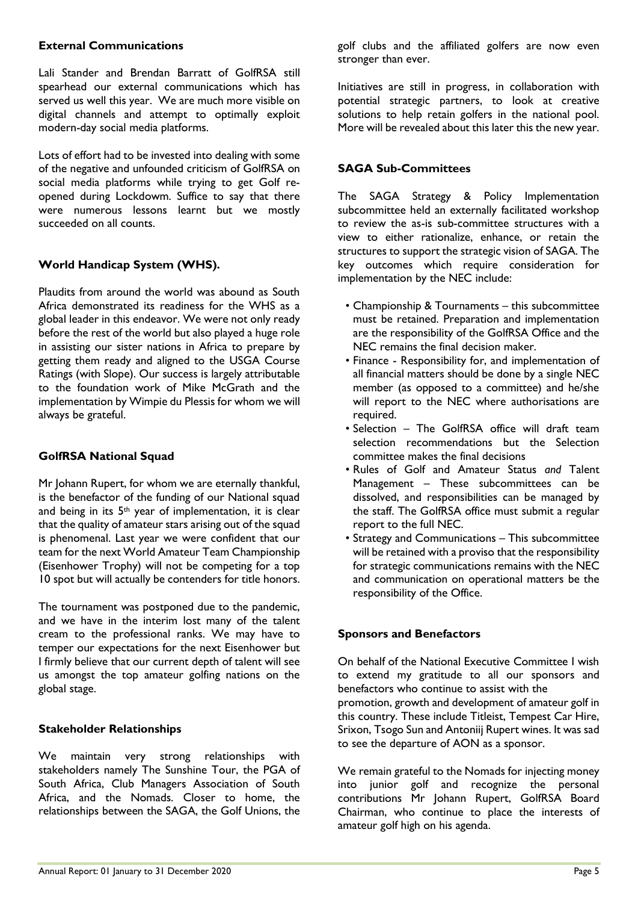## External Communications

Lali Stander and Brendan Barratt of GolfRSA still spearhead our external communications which has served us well this year. We are much more visible on digital channels and attempt to optimally exploit modern-day social media platforms.

Lots of effort had to be invested into dealing with some of the negative and unfounded criticism of GolfRSA on social media platforms while trying to get Golf re-opened during Lockdowm. Suffice to say that there were numerous lessons learnt but we mostly succeeded on all counts.

## World Handicap System (WHS).

Plaudits from around the world was abound as South Africa demonstrated its readiness for the WHS as a global leader in this endeavor. We were not only ready before the rest of the world but also played a huge role in assisting our sister nations in Africa to prepare by getting them ready and aligned to the USGA Course Ratings (with Slope). Our success is largely attributable to the foundation work of Mike McGrath and the implementation by Wimpie du Plessis for whom we will always be grateful.

## GolfRSA National Squad

Mr Johann Rupert, for whom we are eternally thankful, is the benefactor of the funding of our National squad and being in its 5th year of implementation, it is clear that the quality of amateur stars arising out of the squad is phenomenal. Last year we were confident that our team for the next World Amateur Team Championship (Eisenhower Trophy) will not be competing for a top 10 spot but will actually be contenders for title honors.

The tournament was postponed due to the pandemic, and we have in the interim lost many of the talent cream to the professional ranks. We may have to temper our expectations for the next Eisenhower but I firmly believe that our current depth of talent will see us amongst the top amateur golfing nations on the global stage.

## Stakeholder Relationships

We maintain very strong relationships with stakeholders namely The Sunshine Tour, the PGA of South Africa, Club Managers Association of South Africa, and the Nomads. Closer to home, the relationships between the SAGA, the Golf Unions, the golf clubs and the affiliated golfers are now even stronger than ever.

Initiatives are still in progress, in collaboration with potential strategic partners, to look at creative solutions to help retain golfers in the national pool. More will be revealed about this later this the new year.

## SAGA Sub-Committees

The SAGA Strategy & Policy Implementation subcommittee held an externally facilitated workshop to review the as-is sub-committee structures with a view to either rationalize, enhance, or retain the structures to support the strategic vision of SAGA. The key outcomes which require consideration for implementation by the NEC include:

- Championship & Tournaments – this subcommittee must be retained. Preparation and implementation are the responsibility of the GolfRSA Office and the NEC remains the final decision maker.
- Finance - Responsibility for, and implementation of all financial matters should be done by a single NEC member (as opposed to a committee) and he/she will report to the NEC where authorisations are required.
- Selection – The GolfRSA office will draft team selection recommendations but the Selection committee makes the final decisions
- Rules of Golf and Amateur Status *and* Talent Management – These subcommittees can be dissolved, and responsibilities can be managed by the staff. The GolfRSA office must submit a regular report to the full NEC.
- Strategy and Communications – This subcommittee will be retained with a proviso that the responsibility for strategic communications remains with the NEC and communication on operational matters be the responsibility of the Office.

## Sponsors and Benefactors

On behalf of the National Executive Committee I wish to extend my gratitude to all our sponsors and benefactors who continue to assist with the promotion, growth and development of amateur golf in this country. These include Titleist, Tempest Car Hire, Srixon, Tsogo Sun and Antoniij Rupert wines. It was sad to see the departure of AON as a sponsor.

We remain grateful to the Nomads for injecting money into junior golf and recognize the personal contributions Mr Johann Rupert, GolfRSA Board Chairman, who continue to place the interests of amateur golf high on his agenda.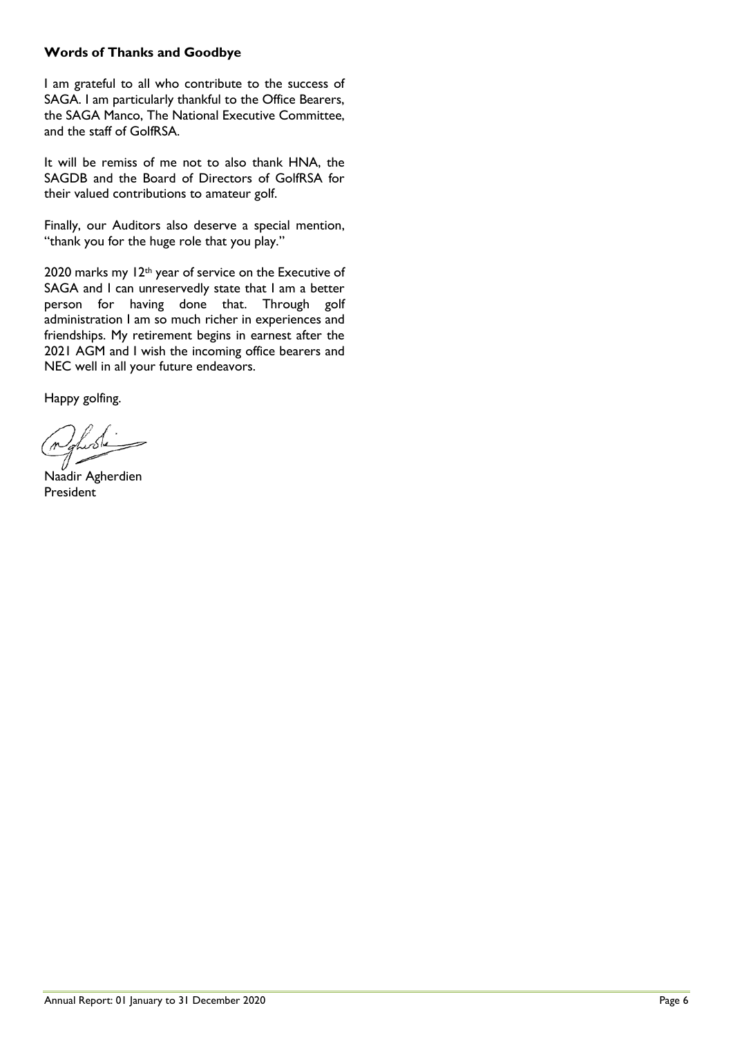**Words of Thanks and Goodbye**

I am grateful to all who contribute to the success of SAGA. I am particularly thankful to the Office Bearers, the SAGA Manco, The National Executive Committee, and the staff of GolfRSA.

It will be remiss of me not to also thank HNA, the SAGDB and the Board of Directors of GolfRSA for their valued contributions to amateur golf.

Finally, our Auditors also deserve a special mention, "thank you for the huge role that you play."

2020 marks my 12th year of service on the Executive of SAGA and I can unreservedly state that I am a better person for having done that. Through golf administration I am so much richer in experiences and friendships. My retirement begins in earnest after the 2021 AGM and I wish the incoming office bearers and NEC well in all your future endeavors.

Happy golfing.

Naadir Agherdien
President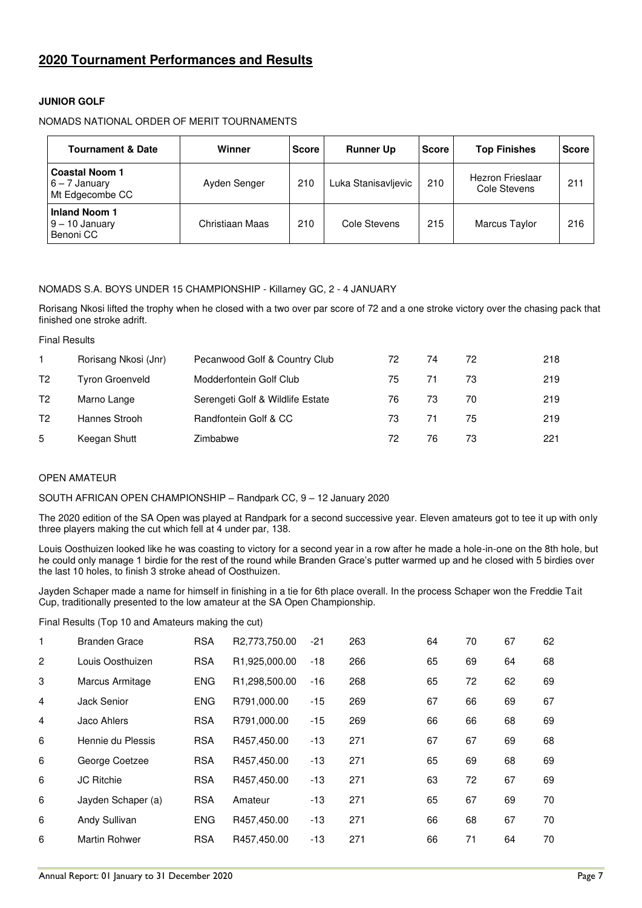## 2020 Tournament Performances and Results

**JUNIOR GOLF**

NOMADS NATIONAL ORDER OF MERIT TOURNAMENTS

| Tournament & Date | Winner | Score | Runner Up | Score | Top Finishes | Score |
|---|---|---|---|---|---|---|
| **Coastal Noom 1**<br>6 – 7 January<br>Mt Edgecombe CC | Ayden Senger | 210 | Luka Stanisavljevic | 210 | Hezron Frieslaar<br>Cole Stevens | 211 |
| **Inland Noom 1**<br>9 – 10 January<br>Benoni CC | Christiaan Maas | 210 | Cole Stevens | 215 | Marcus Taylor | 216 |

NOMADS S.A. BOYS UNDER 15 CHAMPIONSHIP - Killarney GC, 2 - 4 JANUARY

Rorisang Nkosi lifted the trophy when he closed with a two over par score of 72 and a one stroke victory over the chasing pack that finished one stroke adrift.

Final Results

| | | | | | | |
|---|---|---|---|---|---|---|
| 1 | Rorisang Nkosi (Jnr) | Pecanwood Golf & Country Club | 72 | 74 | 72 | 218 |
| T2 | Tyron Groenveld | Modderfontein Golf Club | 75 | 71 | 73 | 219 |
| T2 | Marno Lange | Serengeti Golf & Wildlife Estate | 76 | 73 | 70 | 219 |
| T2 | Hannes Strooh | Randfontein Golf & CC | 73 | 71 | 75 | 219 |
| 5 | Keegan Shutt | Zimbabwe | 72 | 76 | 73 | 221 |

OPEN AMATEUR

SOUTH AFRICAN OPEN CHAMPIONSHIP – Randpark CC, 9 – 12 January 2020

The 2020 edition of the SA Open was played at Randpark for a second successive year. Eleven amateurs got to tee it up with only three players making the cut which fell at 4 under par, 138.

Louis Oosthuizen looked like he was coasting to victory for a second year in a row after he made a hole-in-one on the 8th hole, but he could only manage 1 birdie for the rest of the round while Branden Grace's putter warmed up and he closed with 5 birdies over the last 10 holes, to finish 3 stroke ahead of Oosthuizen.

Jayden Schaper made a name for himself in finishing in a tie for 6th place overall. In the process Schaper won the Freddie Tait Cup, traditionally presented to the low amateur at the SA Open Championship.

Final Results (Top 10 and Amateurs making the cut)

| | | | | | | | | | |
|---|---|---|---|---|---|---|---|---|---|
| 1 | Branden Grace | RSA | R2,773,750.00 | -21 | 263 | 64 | 70 | 67 | 62 |
| 2 | Louis Oosthuizen | RSA | R1,925,000.00 | -18 | 266 | 65 | 69 | 64 | 68 |
| 3 | Marcus Armitage | ENG | R1,298,500.00 | -16 | 268 | 65 | 72 | 62 | 69 |
| 4 | Jack Senior | ENG | R791,000.00 | -15 | 269 | 67 | 66 | 69 | 67 |
| 4 | Jaco Ahlers | RSA | R791,000.00 | -15 | 269 | 66 | 66 | 68 | 69 |
| 6 | Hennie du Plessis | RSA | R457,450.00 | -13 | 271 | 67 | 67 | 69 | 68 |
| 6 | George Coetzee | RSA | R457,450.00 | -13 | 271 | 65 | 69 | 68 | 69 |
| 6 | JC Ritchie | RSA | R457,450.00 | -13 | 271 | 63 | 72 | 67 | 69 |
| 6 | Jayden Schaper (a) | RSA | Amateur | -13 | 271 | 65 | 67 | 69 | 70 |
| 6 | Andy Sullivan | ENG | R457,450.00 | -13 | 271 | 66 | 68 | 67 | 70 |
| 6 | Martin Rohwer | RSA | R457,450.00 | -13 | 271 | 66 | 71 | 64 | 70 |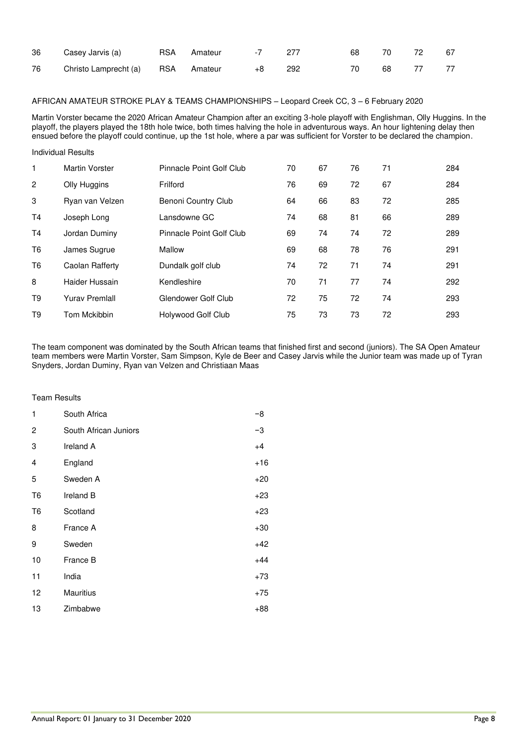| 36 | Casey Jarvis (a) | RSA | Amateur | -7 | 277 | 68 | 70 | 72 | 67 |
|---|---|---|---|---|---|---|---|---|---|
| 76 | Christo Lamprecht (a) | RSA | Amateur | +8 | 292 | 70 | 68 | 77 | 77 |

AFRICAN AMATEUR STROKE PLAY & TEAMS CHAMPIONSHIPS – Leopard Creek CC, 3 – 6 February 2020

Martin Vorster became the 2020 African Amateur Champion after an exciting 3-hole playoff with Englishman, Olly Huggins. In the playoff, the players played the 18th hole twice, both times halving the hole in adventurous ways. An hour lightening delay then ensued before the playoff could continue, up the 1st hole, where a par was sufficient for Vorster to be declared the champion.

Individual Results

| | | | | | | | |
|---|---|---|---|---|---|---|---|
| 1 | Martin Vorster | Pinnacle Point Golf Club | 70 | 67 | 76 | 71 | 284 |
| 2 | Olly Huggins | Frilford | 76 | 69 | 72 | 67 | 284 |
| 3 | Ryan van Velzen | Benoni Country Club | 64 | 66 | 83 | 72 | 285 |
| T4 | Joseph Long | Lansdowne GC | 74 | 68 | 81 | 66 | 289 |
| T4 | Jordan Duminy | Pinnacle Point Golf Club | 69 | 74 | 74 | 72 | 289 |
| T6 | James Sugrue | Mallow | 69 | 68 | 78 | 76 | 291 |
| T6 | Caolan Rafferty | Dundalk golf club | 74 | 72 | 71 | 74 | 291 |
| 8 | Haider Hussain | Kendleshire | 70 | 71 | 77 | 74 | 292 |
| T9 | Yurav Premlall | Glendower Golf Club | 72 | 75 | 72 | 74 | 293 |
| T9 | Tom Mckibbin | Holywood Golf Club | 75 | 73 | 73 | 72 | 293 |

The team component was dominated by the South African teams that finished first and second (juniors). The SA Open Amateur team members were Martin Vorster, Sam Simpson, Kyle de Beer and Casey Jarvis while the Junior team was made up of Tyran Snyders, Jordan Duminy, Ryan van Velzen and Christiaan Maas

Team Results

| | | |
|---|---|---|
| 1 | South Africa | −8 |
| 2 | South African Juniors | −3 |
| 3 | Ireland A | +4 |
| 4 | England | +16 |
| 5 | Sweden A | +20 |
| T6 | Ireland B | +23 |
| T6 | Scotland | +23 |
| 8 | France A | +30 |
| 9 | Sweden | +42 |
| 10 | France B | +44 |
| 11 | India | +73 |
| 12 | Mauritius | +75 |
| 13 | Zimbabwe | +88 |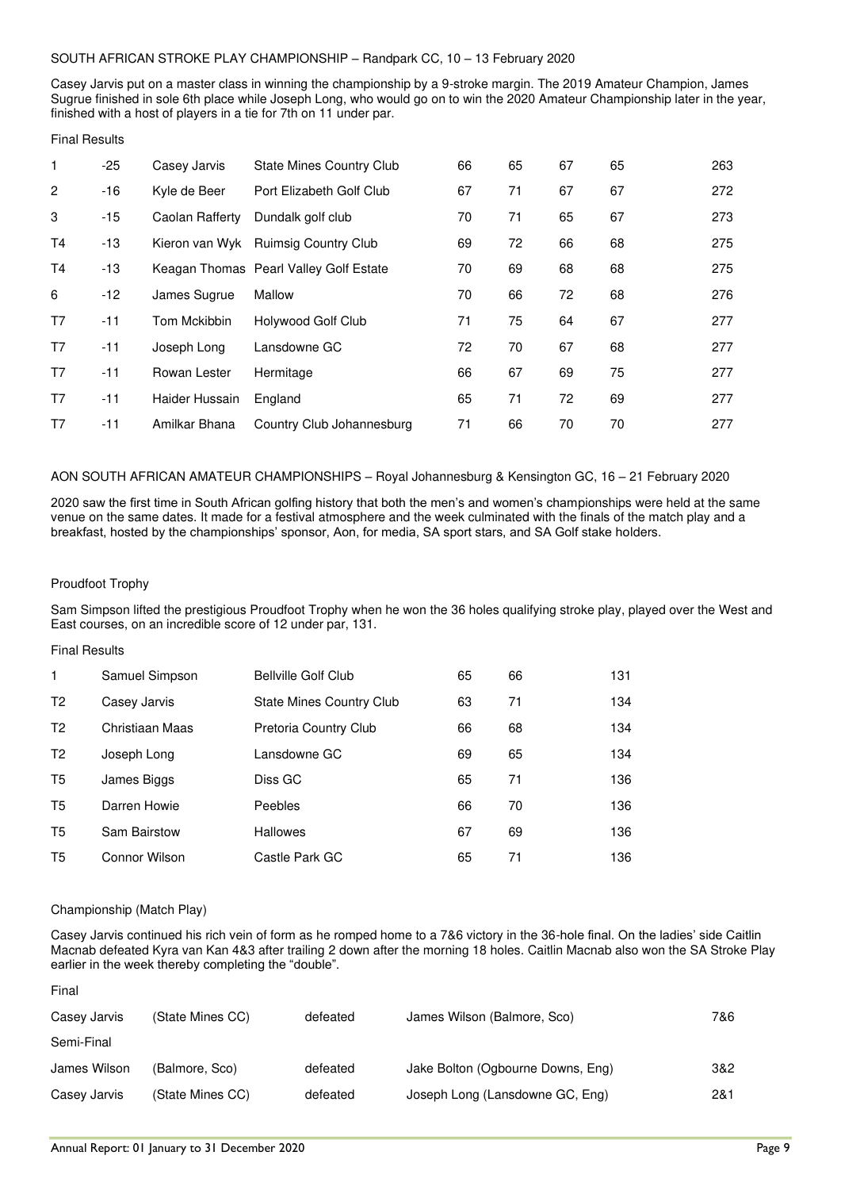SOUTH AFRICAN STROKE PLAY CHAMPIONSHIP – Randpark CC, 10 – 13 February 2020

Casey Jarvis put on a master class in winning the championship by a 9-stroke margin. The 2019 Amateur Champion, James Sugrue finished in sole 6th place while Joseph Long, who would go on to win the 2020 Amateur Championship later in the year, finished with a host of players in a tie for 7th on 11 under par.

Final Results

| | | | | | | | | |
|---|---|---|---|---|---|---|---|---|
| 1 | -25 | Casey Jarvis | State Mines Country Club | 66 | 65 | 67 | 65 | 263 |
| 2 | -16 | Kyle de Beer | Port Elizabeth Golf Club | 67 | 71 | 67 | 67 | 272 |
| 3 | -15 | Caolan Rafferty | Dundalk golf club | 70 | 71 | 65 | 67 | 273 |
| T4 | -13 | Kieron van Wyk | Ruimsig Country Club | 69 | 72 | 66 | 68 | 275 |
| T4 | -13 | Keagan Thomas | Pearl Valley Golf Estate | 70 | 69 | 68 | 68 | 275 |
| 6 | -12 | James Sugrue | Mallow | 70 | 66 | 72 | 68 | 276 |
| T7 | -11 | Tom Mckibbin | Holywood Golf Club | 71 | 75 | 64 | 67 | 277 |
| T7 | -11 | Joseph Long | Lansdowne GC | 72 | 70 | 67 | 68 | 277 |
| T7 | -11 | Rowan Lester | Hermitage | 66 | 67 | 69 | 75 | 277 |
| T7 | -11 | Haider Hussain | England | 65 | 71 | 72 | 69 | 277 |
| T7 | -11 | Amilkar Bhana | Country Club Johannesburg | 71 | 66 | 70 | 70 | 277 |

AON SOUTH AFRICAN AMATEUR CHAMPIONSHIPS – Royal Johannesburg & Kensington GC, 16 – 21 February 2020

2020 saw the first time in South African golfing history that both the men's and women's championships were held at the same venue on the same dates. It made for a festival atmosphere and the week culminated with the finals of the match play and a breakfast, hosted by the championships' sponsor, Aon, for media, SA sport stars, and SA Golf stake holders.

Proudfoot Trophy

Sam Simpson lifted the prestigious Proudfoot Trophy when he won the 36 holes qualifying stroke play, played over the West and East courses, on an incredible score of 12 under par, 131.

Final Results

| | | | | | |
|---|---|---|---|---|---|
| 1 | Samuel Simpson | Bellville Golf Club | 65 | 66 | 131 |
| T2 | Casey Jarvis | State Mines Country Club | 63 | 71 | 134 |
| T2 | Christiaan Maas | Pretoria Country Club | 66 | 68 | 134 |
| T2 | Joseph Long | Lansdowne GC | 69 | 65 | 134 |
| T5 | James Biggs | Diss GC | 65 | 71 | 136 |
| T5 | Darren Howie | Peebles | 66 | 70 | 136 |
| T5 | Sam Bairstow | Hallowes | 67 | 69 | 136 |
| T5 | Connor Wilson | Castle Park GC | 65 | 71 | 136 |

Championship (Match Play)

Casey Jarvis continued his rich vein of form as he romped home to a 7&6 victory in the 36-hole final. On the ladies' side Caitlin Macnab defeated Kyra van Kan 4&3 after trailing 2 down after the morning 18 holes. Caitlin Macnab also won the SA Stroke Play earlier in the week thereby completing the "double".

| | | | | |
|---|---|---|---|---|
| Final | | | | |
| Casey Jarvis | (State Mines CC) | defeated | James Wilson (Balmore, Sco) | 7&6 |
| Semi-Final | | | | |
| James Wilson | (Balmore, Sco) | defeated | Jake Bolton (Ogbourne Downs, Eng) | 3&2 |
| Casey Jarvis | (State Mines CC) | defeated | Joseph Long (Lansdowne GC, Eng) | 2&1 |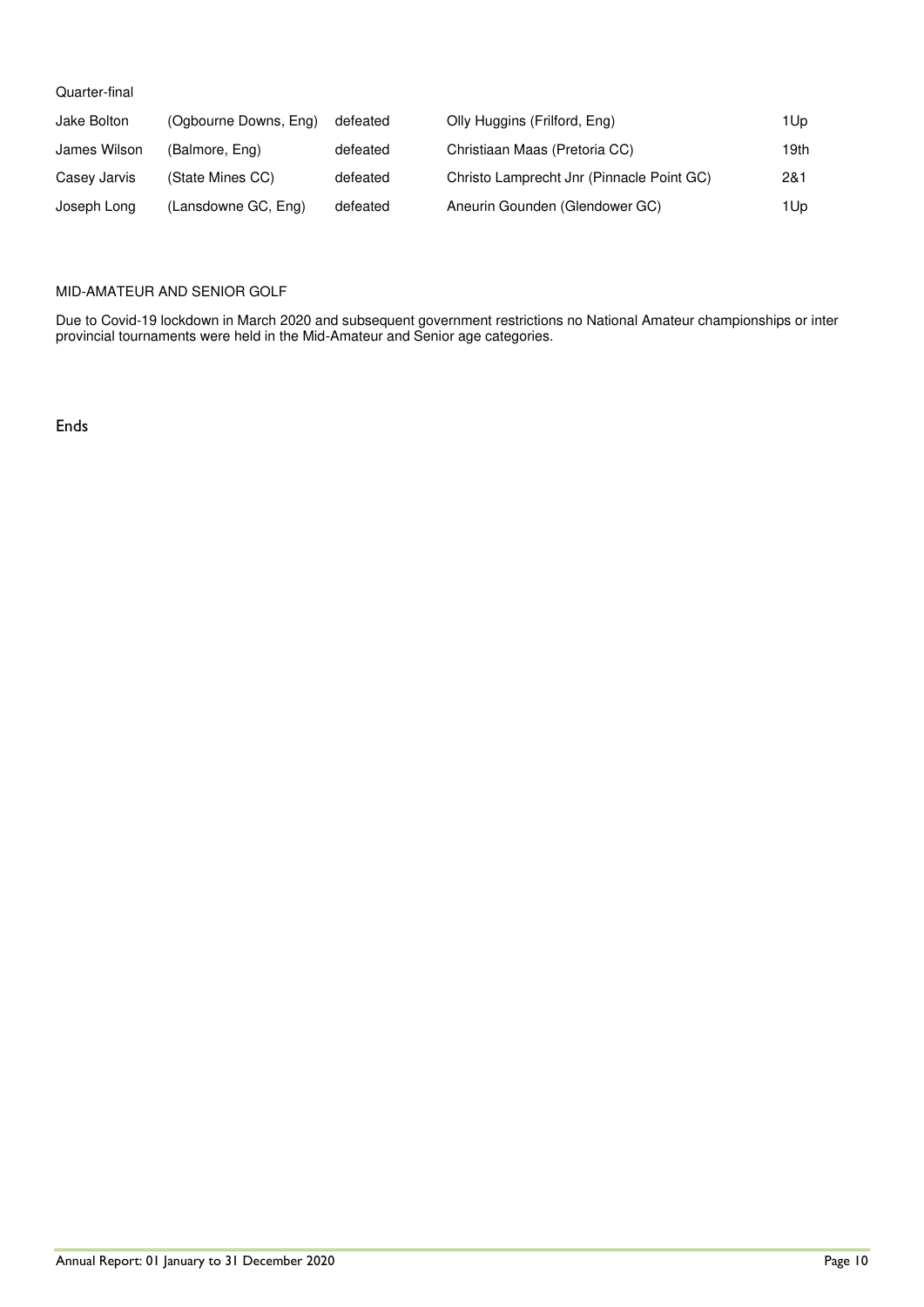Quarter-final

| | | | | |
|---|---|---|---|---|
| Jake Bolton | (Ogbourne Downs, Eng) | defeated | Olly Huggins (Frilford, Eng) | 1Up |
| James Wilson | (Balmore, Eng) | defeated | Christiaan Maas (Pretoria CC) | 19th |
| Casey Jarvis | (State Mines CC) | defeated | Christo Lamprecht Jnr (Pinnacle Point GC) | 2&1 |
| Joseph Long | (Lansdowne GC, Eng) | defeated | Aneurin Gounden (Glendower GC) | 1Up |

MID-AMATEUR AND SENIOR GOLF

Due to Covid-19 lockdown in March 2020 and subsequent government restrictions no National Amateur championships or inter provincial tournaments were held in the Mid-Amateur and Senior age categories.

Ends